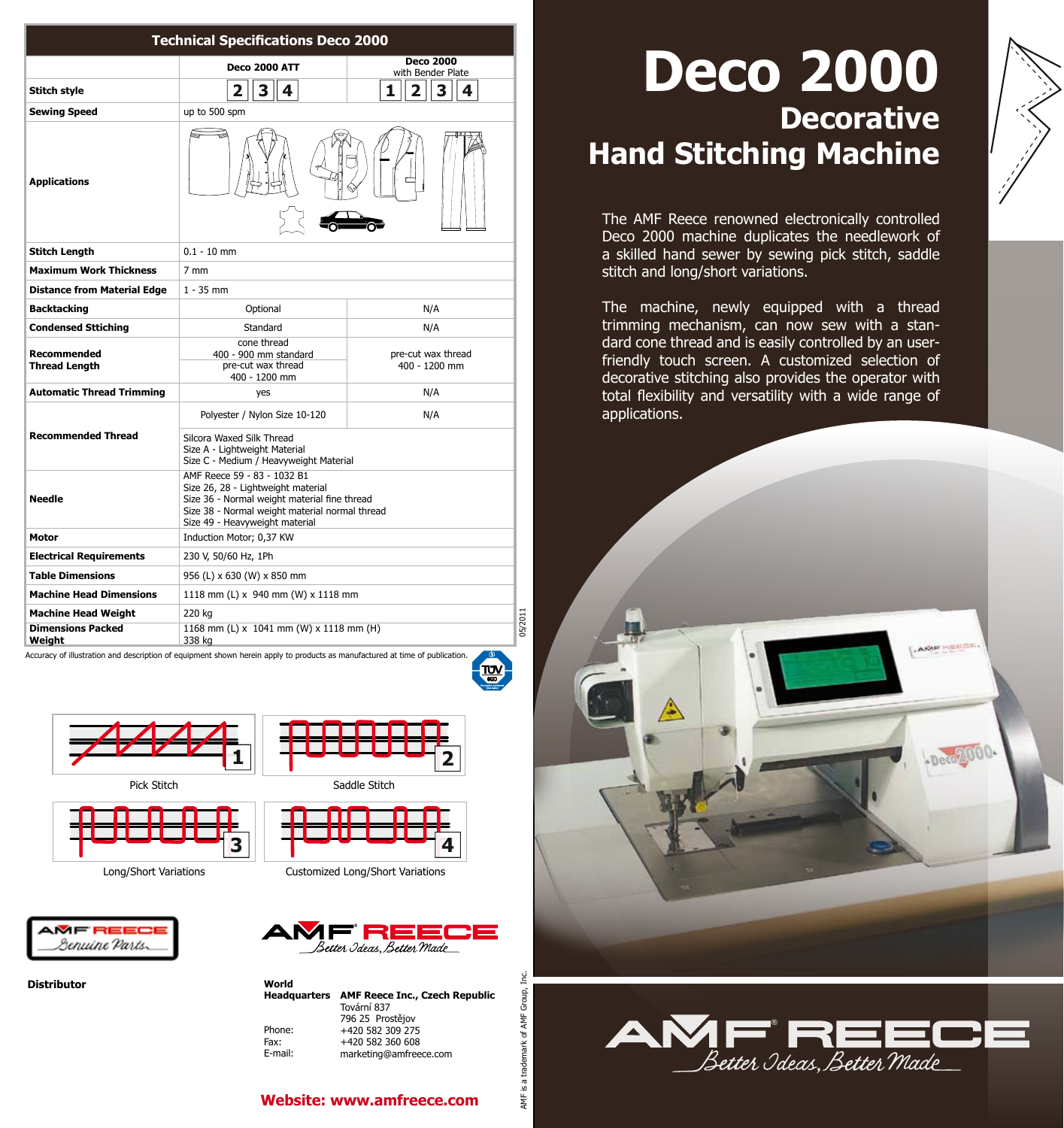# Deco 2000

## Decorative Hand Stitching Machine

The AMF Reece renowned electronically controlled Deco 2000 machine duplicates the needlework of a skilled hand sewer by sewing pick stitch, saddle stitch and long/short variations.

The machine, newly equipped with a thread trimming mechanism, can now sew with a standard cone thread and is easily controlled by an user-friendly touch screen. A customized selection of decorative stitching also provides the operator with total flexibility and versatility with a wide range of applications.

## Technical Specifications Deco 2000

| | Deco 2000 ATT | Deco 2000 with Bender Plate |
|---|---|---|
| **Stitch style** | 2 3 4 | 1 2 3 4 |
| **Sewing Speed** | up to 500 spm | |
| **Applications** | | |
| **Stitch Length** | 0.1 - 10 mm | |
| **Maximum Work Thickness** | 7 mm | |
| **Distance from Material Edge** | 1 - 35 mm | |
| **Backtacking** | Optional | N/A |
| **Condensed Sttiching** | Standard | N/A |
| **Recommended Thread Length** | cone thread 400 - 900 mm standard; pre-cut wax thread 400 - 1200 mm | pre-cut wax thread 400 - 1200 mm |
| **Automatic Thread Trimming** | yes | N/A |
| **Recommended Thread** | Polyester / Nylon Size 10-120 | N/A |
| | Silcora Waxed Silk Thread<br>Size A - Lightweight Material<br>Size C - Medium / Heavyweight Material | |
| **Needle** | AMF Reece 59 - 83 - 1032 B1<br>Size 26, 28 - Lightweight material<br>Size 36 - Normal weight material fine thread<br>Size 38 - Normal weight material normal thread<br>Size 49 - Heavyweight material | |
| **Motor** | Induction Motor; 0,37 KW | |
| **Electrical Requirements** | 230 V, 50/60 Hz, 1Ph | |
| **Table Dimensions** | 956 (L) x 630 (W) x 850 mm | |
| **Machine Head Dimensions** | 1118 mm (L) x 940 mm (W) x 1118 mm | |
| **Machine Head Weight** | 220 kg | |
| **Dimensions Packed Weight** | 1168 mm (L) x 1041 mm (W) x 1118 mm (H)<br>338 kg | |

Accuracy of illustration and description of equipment shown herein apply to products as manufactured at time of publication.

05/2011

1 Pick Stitch

2 Saddle Stitch

3 Long/Short Variations

4 Customized Long/Short Variations

AMF REECE Genuine Parts

AMF REECE Better Ideas, Better Made

**Distributor**

**World Headquarters** **AMF Reece Inc., Czech Republic**
Tovární 837
796 25 Prostějov

Phone: +420 582 309 275
Fax: +420 582 360 608
E-mail: marketing@amfreece.com

**Website: www.amfreece.com**

AMF is a trademark of AMF Group, Inc.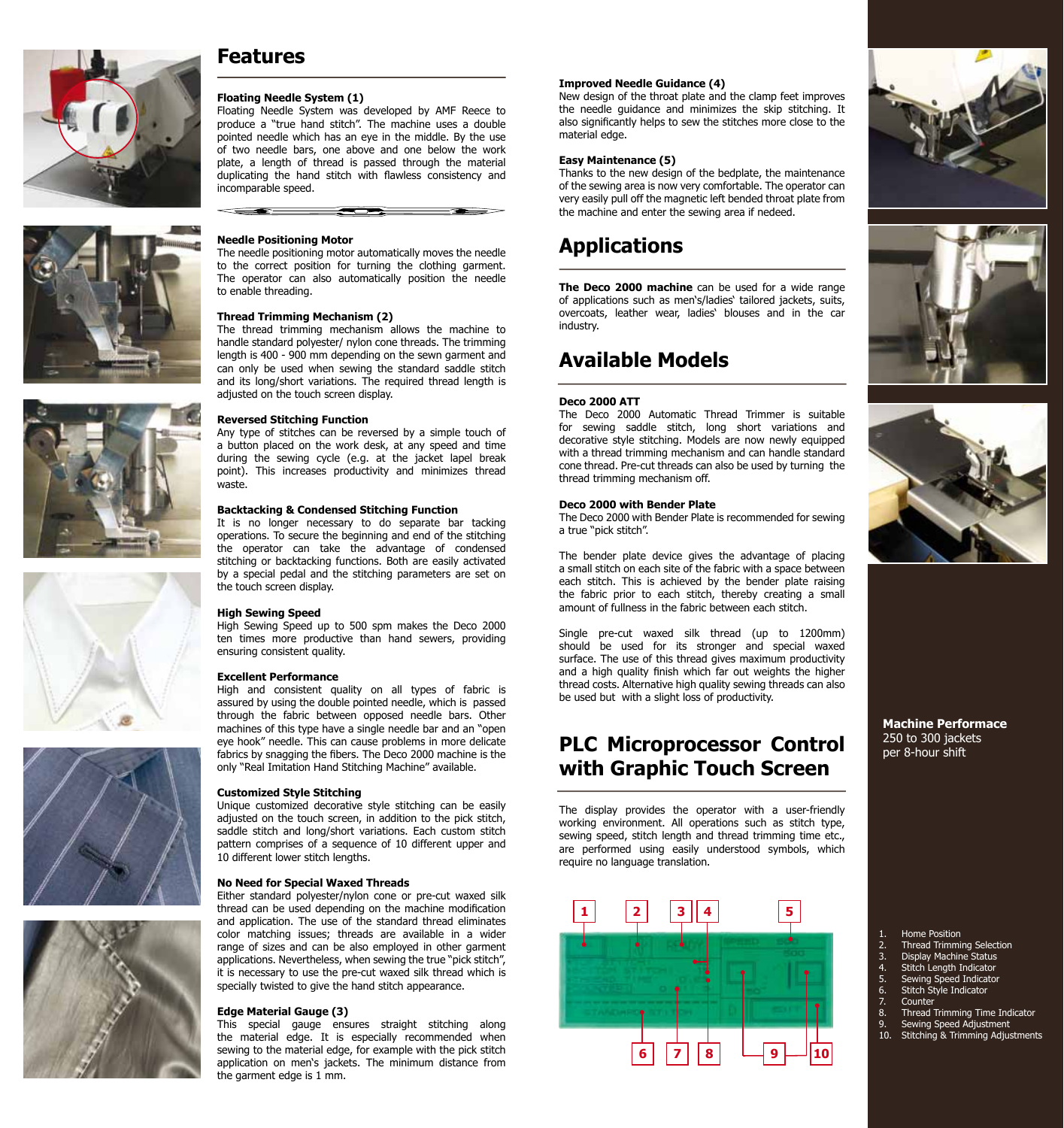## Features

### Floating Needle System (1)

Floating Needle System was developed by AMF Reece to produce a "true hand stitch". The machine uses a double pointed needle which has an eye in the middle. By the use of two needle bars, one above and one below the work plate, a length of thread is passed through the material duplicating the hand stitch with flawless consistency and incomparable speed.

### Needle Positioning Motor

The needle positioning motor automatically moves the needle to the correct position for turning the clothing garment. The operator can also automatically position the needle to enable threading.

### Thread Trimming Mechanism (2)

The thread trimming mechanism allows the machine to handle standard polyester/ nylon cone threads. The trimming length is 400 - 900 mm depending on the sewn garment and can only be used when sewing the standard saddle stitch and its long/short variations. The required thread length is adjusted on the touch screen display.

### Reversed Stitching Function

Any type of stitches can be reversed by a simple touch of a button placed on the work desk, at any speed and time during the sewing cycle (e.g. at the jacket lapel break point). This increases productivity and minimizes thread waste.

### Backtacking & Condensed Stitching Function

It is no longer necessary to do separate bar tacking operations. To secure the beginning and end of the stitching the operator can take the advantage of condensed stitching or backtacking functions. Both are easily activated by a special pedal and the stitching parameters are set on the touch screen display.

### High Sewing Speed

High Sewing Speed up to 500 spm makes the Deco 2000 ten times more productive than hand sewers, providing ensuring consistent quality.

### Excellent Performance

High and consistent quality on all types of fabric is assured by using the double pointed needle, which is passed through the fabric between opposed needle bars. Other machines of this type have a single needle bar and an "open eye hook" needle. This can cause problems in more delicate fabrics by snagging the fibers. The Deco 2000 machine is the only "Real Imitation Hand Stitching Machine" available.

### Customized Style Stitching

Unique customized decorative style stitching can be easily adjusted on the touch screen, in addition to the pick stitch, saddle stitch and long/short variations. Each custom stitch pattern comprises of a sequence of 10 different upper and 10 different lower stitch lengths.

### No Need for Special Waxed Threads

Either standard polyester/nylon cone or pre-cut waxed silk thread can be used depending on the machine modification and application. The use of the standard thread eliminates color matching issues; threads are available in a wider range of sizes and can be also employed in other garment applications. Nevertheless, when sewing the true "pick stitch", it is necessary to use the pre-cut waxed silk thread which is specially twisted to give the hand stitch appearance.

### Edge Material Gauge (3)

This special gauge ensures straight stitching along the material edge. It is especially recommended when sewing to the material edge, for example with the pick stitch application on men's jackets. The minimum distance from the garment edge is 1 mm.

### Improved Needle Guidance (4)

New design of the throat plate and the clamp feet improves the needle guidance and minimizes the skip stitching. It also significantly helps to sew the stitches more close to the material edge.

### Easy Maintenance (5)

Thanks to the new design of the bedplate, the maintenance of the sewing area is now very comfortable. The operator can very easily pull off the magnetic left bended throat plate from the machine and enter the sewing area if nedeed.

## Applications

**The Deco 2000 machine** can be used for a wide range of applications such as men's/ladies' tailored jackets, suits, overcoats, leather wear, ladies' blouses and in the car industry.

## Available Models

### Deco 2000 ATT

The Deco 2000 Automatic Thread Trimmer is suitable for sewing saddle stitch, long short variations and decorative style stitching. Models are now newly equipped with a thread trimming mechanism and can handle standard cone thread. Pre-cut threads can also be used by turning the thread trimming mechanism off.

### Deco 2000 with Bender Plate

The Deco 2000 with Bender Plate is recommended for sewing a true "pick stitch".

The bender plate device gives the advantage of placing a small stitch on each site of the fabric with a space between each stitch. This is achieved by the bender plate raising the fabric prior to each stitch, thereby creating a small amount of fullness in the fabric between each stitch.

Single pre-cut waxed silk thread (up to 1200mm) should be used for its stronger and special waxed surface. The use of this thread gives maximum productivity and a high quality finish which far out weights the higher thread costs. Alternative high quality sewing threads can also be used but with a slight loss of productivity.

## PLC Microprocessor Control with Graphic Touch Screen

The display provides the operator with a user-friendly working environment. All operations such as stitch type, sewing speed, stitch length and thread trimming time etc., are performed using easily understood symbols, which require no language translation.

1 2 3 4 5

6 7 8 9 10

1. Home Position
2. Thread Trimming Selection
3. Display Machine Status
4. Stitch Length Indicator
5. Sewing Speed Indicator
6. Stitch Style Indicator
7. Counter
8. Thread Trimming Time Indicator
9. Sewing Speed Adjustment
10. Stitching & Trimming Adjustments

**Machine Performace**
250 to 300 jackets per 8-hour shift